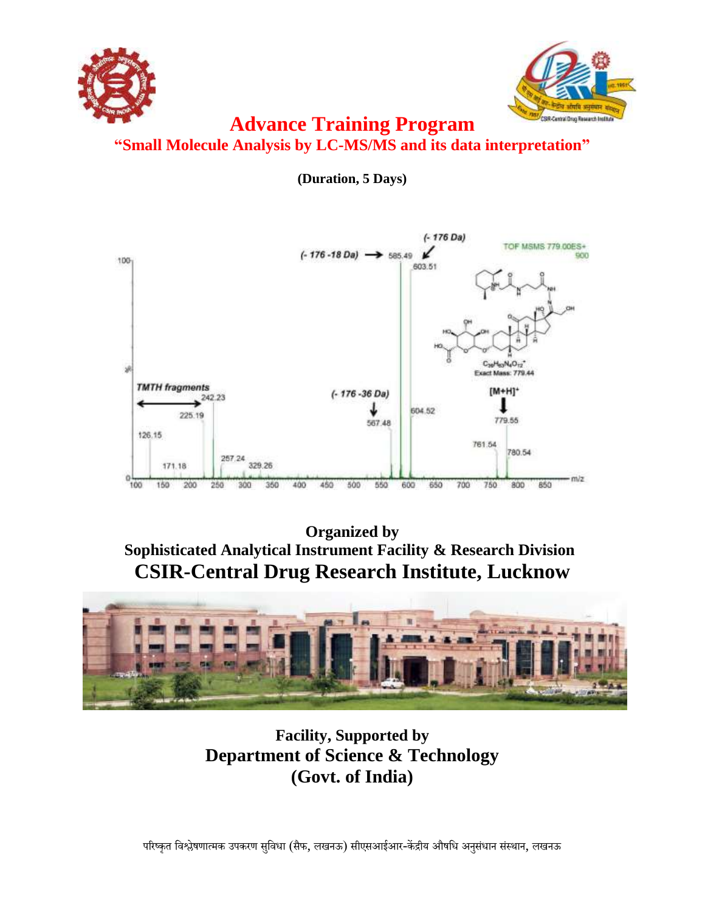# Advance Training Program

## "Small Molecule Analysis by LC-MS/MS and its data interpretation"

**(Duration, 5 Days)**

**Organized by**

**Sophisticated Analytical Instrument Facility & Research Division**

## CSIR-Central Drug Research Institute, Lucknow

**Facility, Supported by**

**Department of Science & Technology**

**(Govt. of India)**

परिष्कृत विश्लेषणात्मक उपकरण सुविधा (सैफ, लखनऊ) सीएसआईआर-केंद्रीय औषधि अनुसंधान संस्थान, लखनऊ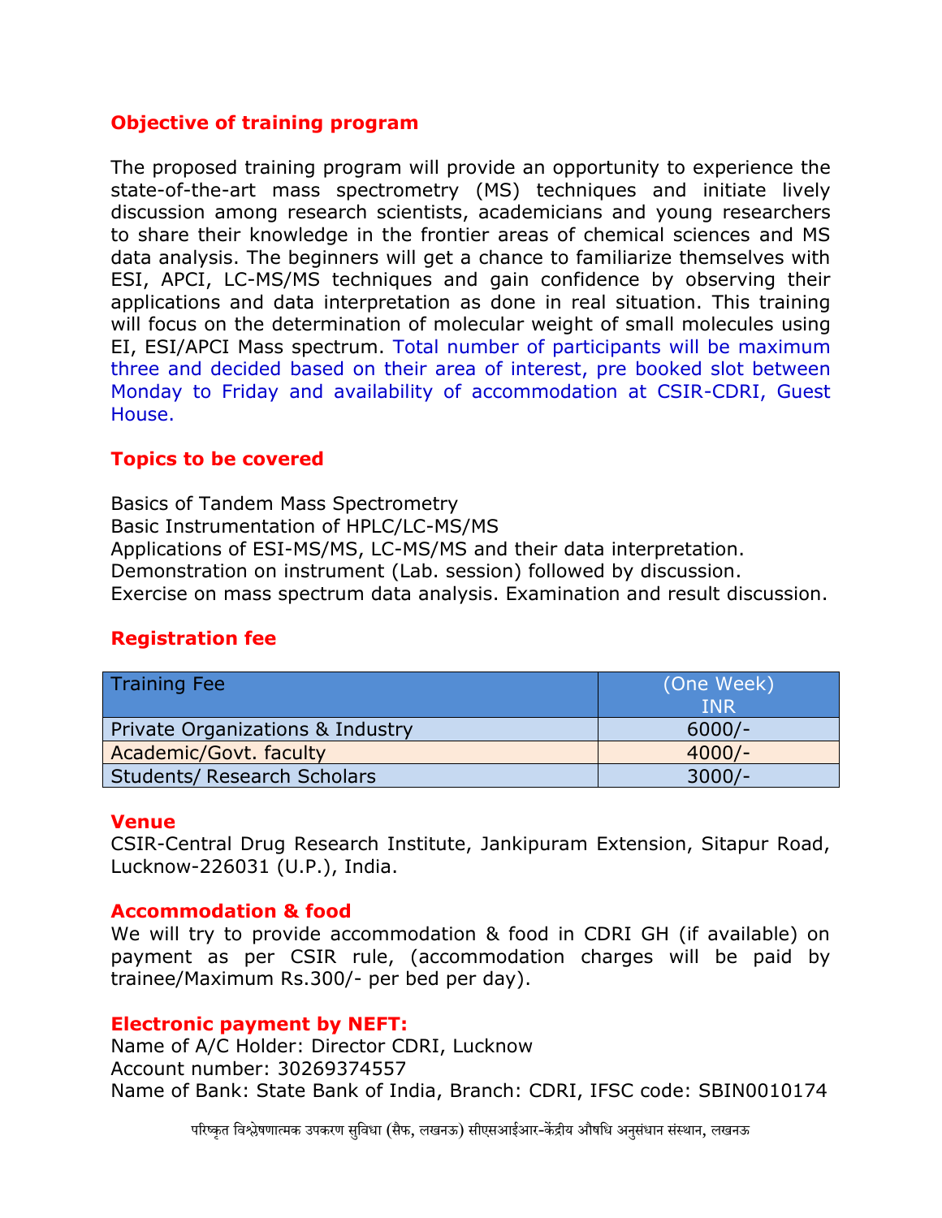## Objective of training program

The proposed training program will provide an opportunity to experience the state-of-the-art mass spectrometry (MS) techniques and initiate lively discussion among research scientists, academicians and young researchers to share their knowledge in the frontier areas of chemical sciences and MS data analysis. The beginners will get a chance to familiarize themselves with ESI, APCI, LC-MS/MS techniques and gain confidence by observing their applications and data interpretation as done in real situation. This training will focus on the determination of molecular weight of small molecules using EI, ESI/APCI Mass spectrum. Total number of participants will be maximum three and decided based on their area of interest, pre booked slot between Monday to Friday and availability of accommodation at CSIR-CDRI, Guest House.

## Topics to be covered

Basics of Tandem Mass Spectrometry
Basic Instrumentation of HPLC/LC-MS/MS
Applications of ESI-MS/MS, LC-MS/MS and their data interpretation.
Demonstration on instrument (Lab. session) followed by discussion.
Exercise on mass spectrum data analysis. Examination and result discussion.

## Registration fee

| Training Fee | (One Week) INR |
|---|---|
| Private Organizations & Industry | 6000/- |
| Academic/Govt. faculty | 4000/- |
| Students/ Research Scholars | 3000/- |

## Venue

CSIR-Central Drug Research Institute, Jankipuram Extension, Sitapur Road, Lucknow-226031 (U.P.), India.

## Accommodation & food

We will try to provide accommodation & food in CDRI GH (if available) on payment as per CSIR rule, (accommodation charges will be paid by trainee/Maximum Rs.300/- per bed per day).

## Electronic payment by NEFT:

Name of A/C Holder: Director CDRI, Lucknow
Account number: 30269374557
Name of Bank: State Bank of India, Branch: CDRI, IFSC code: SBIN0010174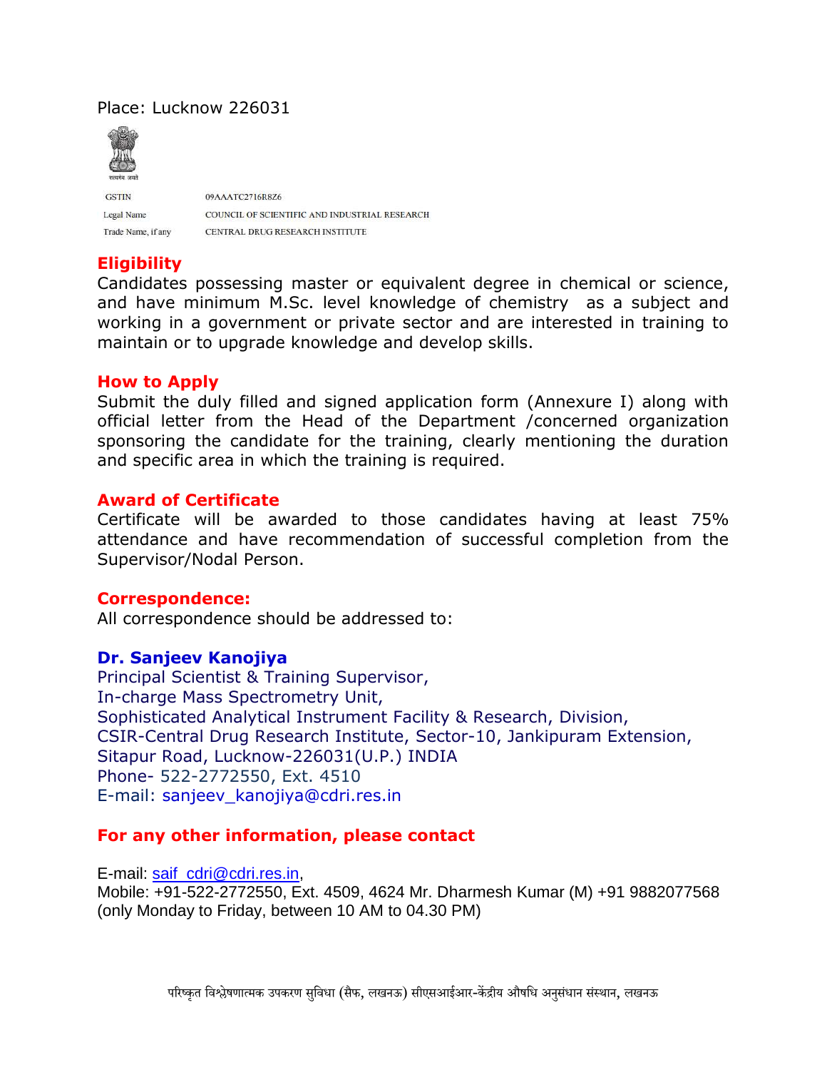Place: Lucknow 226031

| | |
|---|---|
| GSTIN | 09AAATC2716R8Z6 |
| Legal Name | COUNCIL OF SCIENTIFIC AND INDUSTRIAL RESEARCH |
| Trade Name, if any | CENTRAL DRUG RESEARCH INSTITUTE |

## Eligibility

Candidates possessing master or equivalent degree in chemical or science, and have minimum M.Sc. level knowledge of chemistry as a subject and working in a government or private sector and are interested in training to maintain or to upgrade knowledge and develop skills.

## How to Apply

Submit the duly filled and signed application form (Annexure I) along with official letter from the Head of the Department /concerned organization sponsoring the candidate for the training, clearly mentioning the duration and specific area in which the training is required.

## Award of Certificate

Certificate will be awarded to those candidates having at least 75% attendance and have recommendation of successful completion from the Supervisor/Nodal Person.

## Correspondence:

All correspondence should be addressed to:

**Dr. Sanjeev Kanojiya**
Principal Scientist & Training Supervisor,
In-charge Mass Spectrometry Unit,
Sophisticated Analytical Instrument Facility & Research, Division,
CSIR-Central Drug Research Institute, Sector-10, Jankipuram Extension,
Sitapur Road, Lucknow-226031(U.P.) INDIA
Phone- 522-2772550, Ext. 4510
E-mail: sanjeev_kanojiya@cdri.res.in

## For any other information, please contact

E-mail: saif_cdri@cdri.res.in,
Mobile: +91-522-2772550, Ext. 4509, 4624 Mr. Dharmesh Kumar (M) +91 9882077568
(only Monday to Friday, between 10 AM to 04.30 PM)

परिष्कृत विश्लेषणात्मक उपकरण सुविधा (सैफ, लखनऊ) सीएसआईआर-केंद्रीय औषधि अनुसंधान संस्थान, लखनऊ